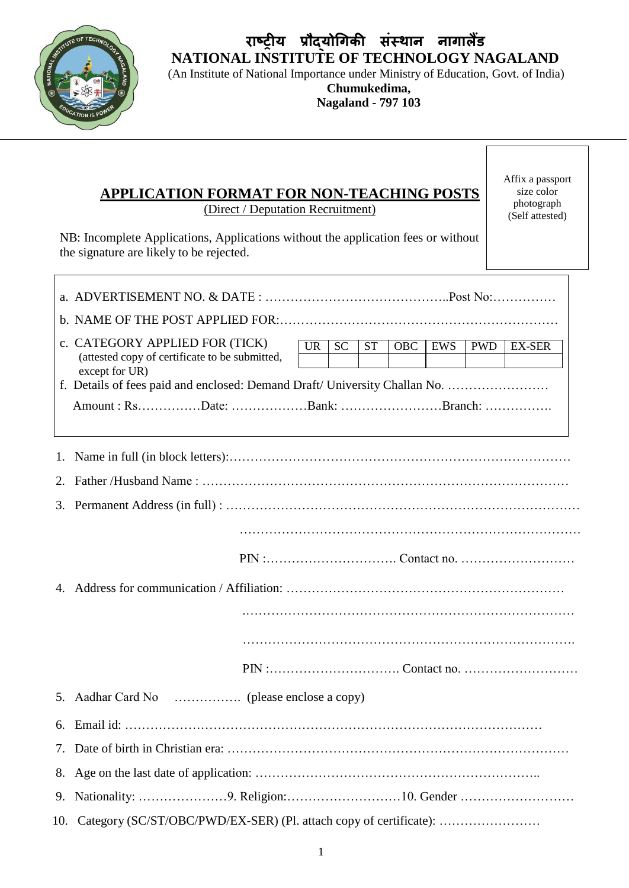# राष्ट्रीय प्रौद्योगिकी संस्थान नागालैंड

# NATIONAL INSTITUTE OF TECHNOLOGY NAGALAND

(An Institute of National Importance under Ministry of Education, Govt. of India)

**Chumukedima,**

**Nagaland - 797 103**

Affix a passport size color photograph (Self attested)

## APPLICATION FORMAT FOR NON-TEACHING POSTS

(Direct / Deputation Recruitment)

NB: Incomplete Applications, Applications without the application fees or without the signature are likely to be rejected.

a. ADVERTISEMENT NO. & DATE : ……………………………………..Post No:……………

b. NAME OF THE POST APPLIED FOR:…………………………………………………………

c. CATEGORY APPLIED FOR (TICK) (attested copy of certificate to be submitted, except for UR)

| UR | SC | ST | OBC | EWS | PWD | EX-SER |
|---|---|---|---|---|---|---|
| | | | | | | |

f. Details of fees paid and enclosed: Demand Draft/ University Challan No. ……………………

Amount : Rs……………Date: ………………Bank: ……………………Branch: …………….

1. Name in full (in block letters):……………………………………………………………………
2. Father /Husband Name : …………………………………………………………………………
3. Permanent Address (in full) : ………………………………………………………………………

   ……………………………………………………………………………

   PIN :…………………………. Contact no. ………………………
4. Address for communication / Affiliation: …………………………………………………………

   ……………………………………………………………………………

   ……………………………………………………………………………

   PIN :…………………………. Contact no. ………………………
5. Aadhar Card No ……………. (please enclose a copy)
6. Email id: ………………………………………………………………………………………
7. Date of birth in Christian era: ……………………………………………………………………
8. Age on the last date of application: ………………………………………………………..
9. Nationality: …………………9. Religion:………………………10. Gender ………………………
10. Category (SC/ST/OBC/PWD/EX-SER) (Pl. attach copy of certificate): ……………………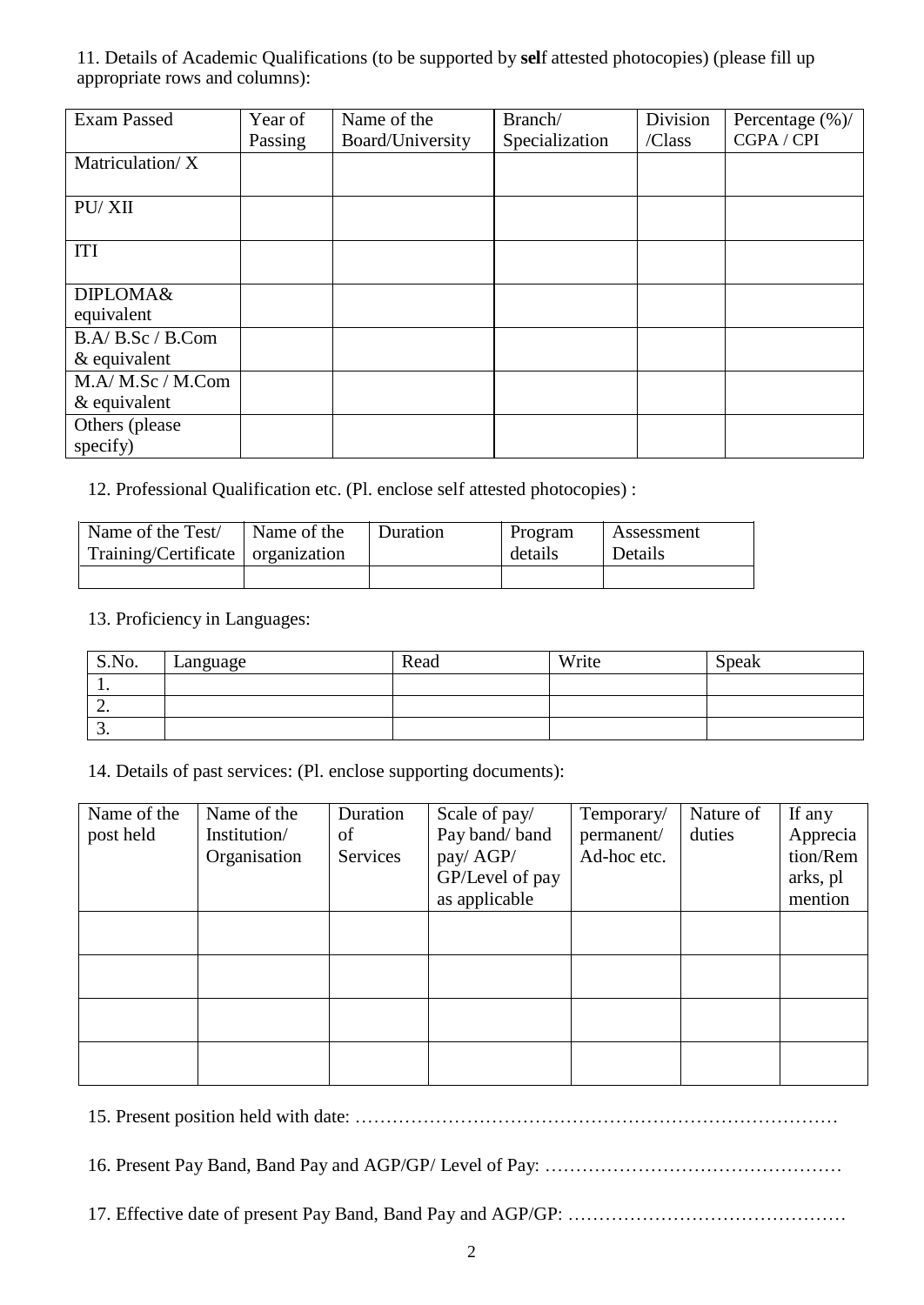11. Details of Academic Qualifications (to be supported by **sel**f attested photocopies) (please fill up appropriate rows and columns):

| Exam Passed | Year of Passing | Name of the Board/University | Branch/ Specialization | Division /Class | Percentage (%)/ CGPA / CPI |
|---|---|---|---|---|---|
| Matriculation/ X | | | | | |
| PU/ XII | | | | | |
| ITI | | | | | |
| DIPLOMA& equivalent | | | | | |
| B.A/ B.Sc / B.Com & equivalent | | | | | |
| M.A/ M.Sc / M.Com & equivalent | | | | | |
| Others (please specify) | | | | | |

12. Professional Qualification etc. (Pl. enclose self attested photocopies) :

| Name of the Test/ Training/Certificate | Name of the organization | Duration | Program details | Assessment Details |
|---|---|---|---|---|
| | | | | |

13. Proficiency in Languages:

| S.No. | Language | Read | Write | Speak |
|---|---|---|---|---|
| 1. | | | | |
| 2. | | | | |
| 3. | | | | |

14. Details of past services: (Pl. enclose supporting documents):

| Name of the post held | Name of the Institution/ Organisation | Duration of Services | Scale of pay/ Pay band/ band pay/ AGP/ GP/Level of pay as applicable | Temporary/ permanent/ Ad-hoc etc. | Nature of duties | If any Appreciation/Remarks, pl mention |
|---|---|---|---|---|---|---|
| | | | | | | |
| | | | | | | |
| | | | | | | |
| | | | | | | |

15. Present position held with date: ……………………………………………………………………

16. Present Pay Band, Band Pay and AGP/GP/ Level of Pay: …………………………………………

17. Effective date of present Pay Band, Band Pay and AGP/GP: ………………………………………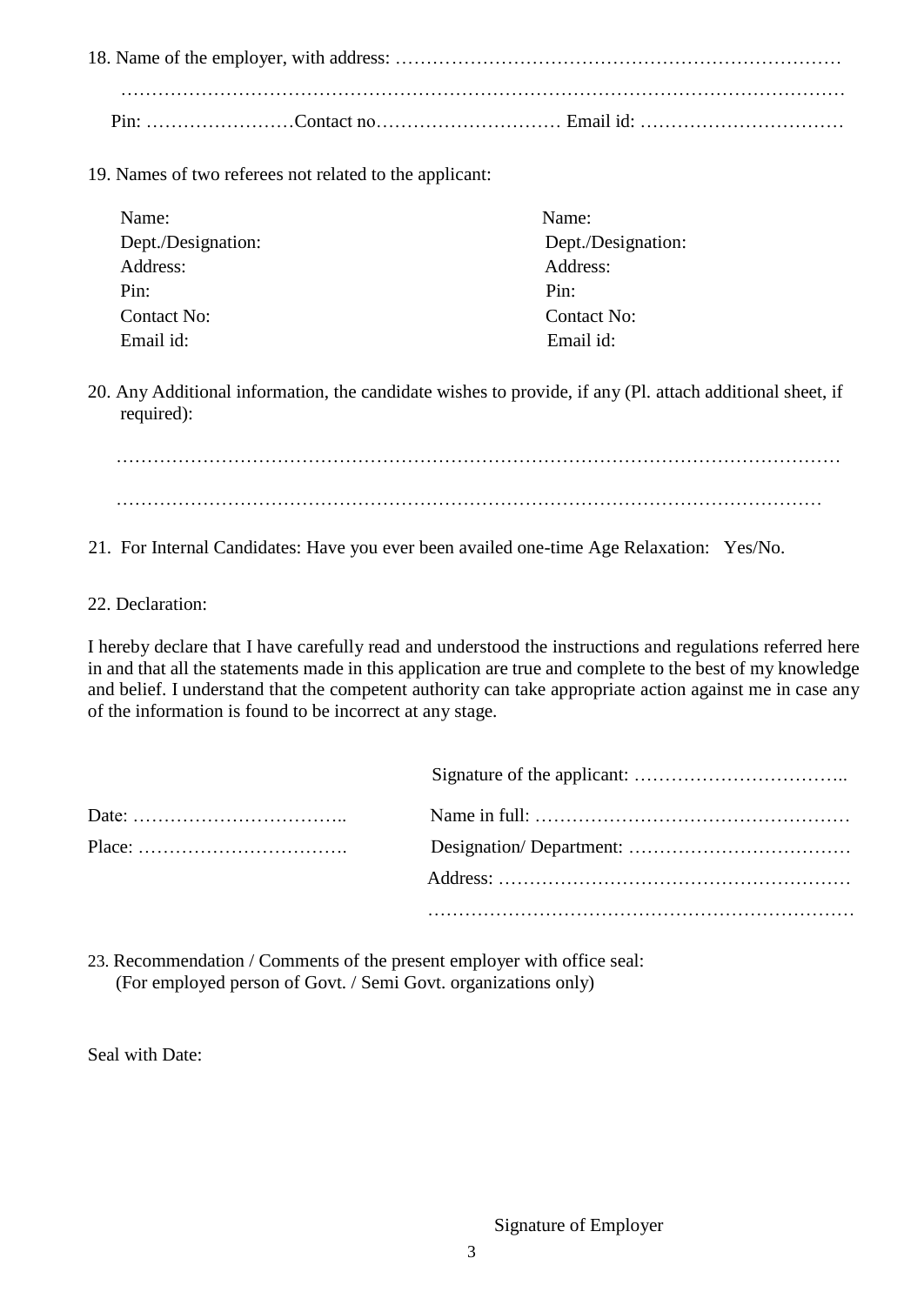18. Name of the employer, with address: ………………………………………………………………

………………………………………………………………………………………………………

Pin: ……………………Contact no………………………… Email id: ……………………………

19. Names of two referees not related to the applicant:

| | |
|---|---|
| Name: | Name: |
| Dept./Designation: | Dept./Designation: |
| Address: | Address: |
| Pin: | Pin: |
| Contact No: | Contact No: |
| Email id: | Email id: |

20. Any Additional information, the candidate wishes to provide, if any (Pl. attach additional sheet, if required):

………………………………………………………………………………………………………

……………………………………………………………………………………………………

21. For Internal Candidates: Have you ever been availed one-time Age Relaxation: Yes/No.

22. Declaration:

I hereby declare that I have carefully read and understood the instructions and regulations referred here in and that all the statements made in this application are true and complete to the best of my knowledge and belief. I understand that the competent authority can take appropriate action against me in case any of the information is found to be incorrect at any stage.

Signature of the applicant: ……………………………..

Date: ……………………………..

Place: …………………………….

Name in full: ……………………………………………

Designation/ Department: ………………………………

Address: …………………………………………………

……………………………………………………………

23. Recommendation / Comments of the present employer with office seal:
(For employed person of Govt. / Semi Govt. organizations only)

Seal with Date:

Signature of Employer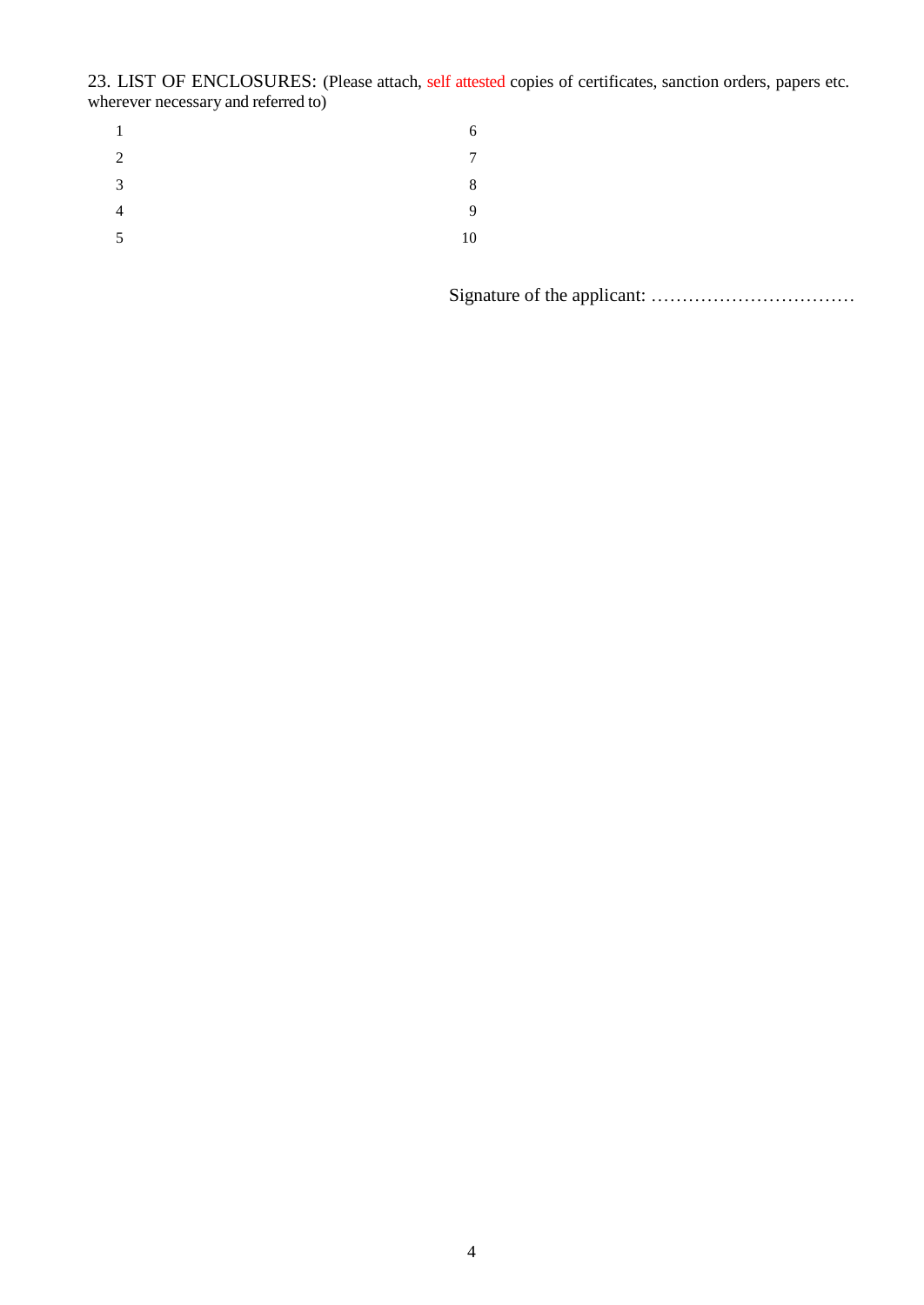23. LIST OF ENCLOSURES: (Please attach, self attested copies of certificates, sanction orders, papers etc. wherever necessary and referred to)

| | |
|---|---|
| 1 | 6 |
| 2 | 7 |
| 3 | 8 |
| 4 | 9 |
| 5 | 10 |

Signature of the applicant: ……………………………